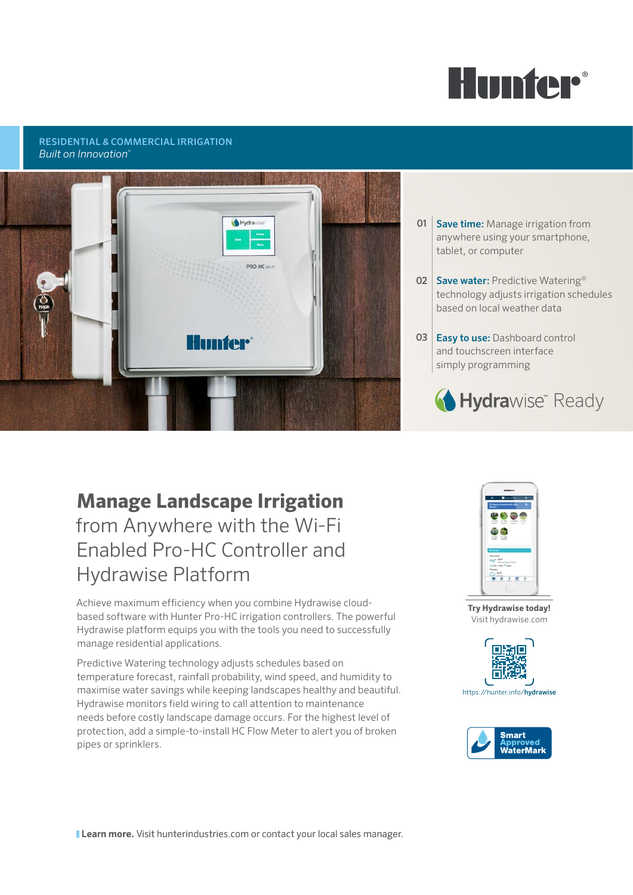Hunter®

**RESIDENTIAL & COMMERCIAL IRRIGATION**
*Built on Innovation®*

01 **Save time:** Manage irrigation from anywhere using your smartphone, tablet, or computer

02 **Save water:** Predictive Watering® technology adjusts irrigation schedules based on local weather data

03 **Easy to use:** Dashboard control and touchscreen interface simply programming

Hydrawise™ Ready

# **Manage Landscape Irrigation** from Anywhere with the Wi-Fi Enabled Pro-HC Controller and Hydrawise Platform

Achieve maximum efficiency when you combine Hydrawise cloud-based software with Hunter Pro-HC irrigation controllers. The powerful Hydrawise platform equips you with the tools you need to successfully manage residential applications.

Predictive Watering technology adjusts schedules based on temperature forecast, rainfall probability, wind speed, and humidity to maximise water savings while keeping landscapes healthy and beautiful. Hydrawise monitors field wiring to call attention to maintenance needs before costly landscape damage occurs. For the highest level of protection, add a simple-to-install HC Flow Meter to alert you of broken pipes or sprinklers.

**Try Hydrawise today!**
Visit hydrawise.com

https://hunter.info/**hydrawise**

Smart Approved WaterMark

**Learn more.** Visit hunterindustries.com or contact your local sales manager.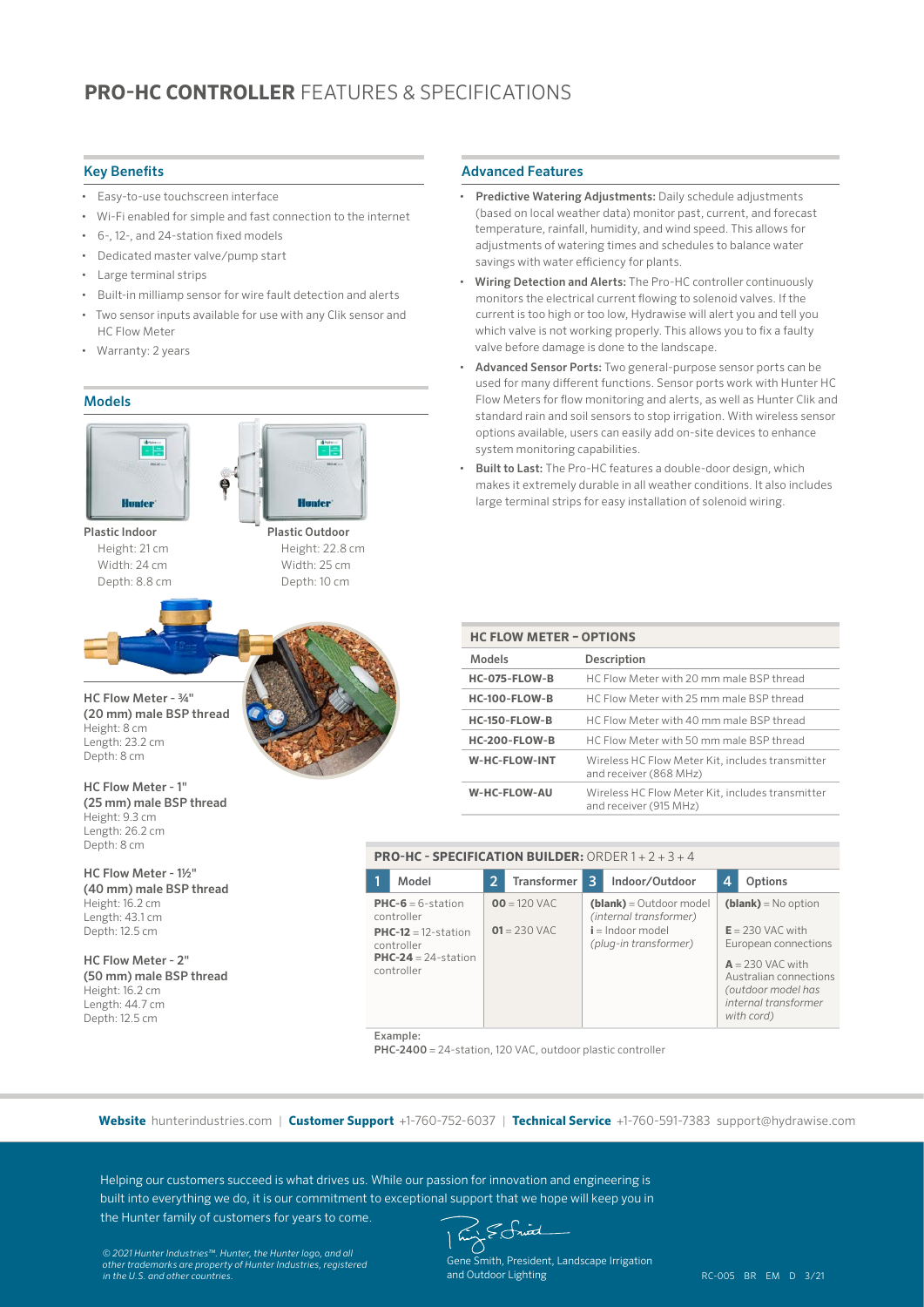# **PRO-HC CONTROLLER** FEATURES & SPECIFICATIONS

## Key Benefits

- Easy-to-use touchscreen interface
- Wi-Fi enabled for simple and fast connection to the internet
- 6-, 12-, and 24-station fixed models
- Dedicated master valve/pump start
- Large terminal strips
- Built-in milliamp sensor for wire fault detection and alerts
- Two sensor inputs available for use with any Clik sensor and HC Flow Meter
- Warranty: 2 years

## Models

**Plastic Indoor**
Height: 21 cm
Width: 24 cm
Depth: 8.8 cm

**Plastic Outdoor**
Height: 22.8 cm
Width: 25 cm
Depth: 10 cm

**HC Flow Meter - ¾" (20 mm) male BSP thread**
Height: 8 cm
Length: 23.2 cm
Depth: 8 cm

**HC Flow Meter - 1" (25 mm) male BSP thread**
Height: 9.3 cm
Length: 26.2 cm
Depth: 8 cm

**HC Flow Meter - 1½" (40 mm) male BSP thread**
Height: 16.2 cm
Length: 43.1 cm
Depth: 12.5 cm

**HC Flow Meter - 2" (50 mm) male BSP thread**
Height: 16.2 cm
Length: 44.7 cm
Depth: 12.5 cm

## Advanced Features

- **Predictive Watering Adjustments:** Daily schedule adjustments (based on local weather data) monitor past, current, and forecast temperature, rainfall, humidity, and wind speed. This allows for adjustments of watering times and schedules to balance water savings with water efficiency for plants.
- **Wiring Detection and Alerts:** The Pro-HC controller continuously monitors the electrical current flowing to solenoid valves. If the current is too high or too low, Hydrawise will alert you and tell you which valve is not working properly. This allows you to fix a faulty valve before damage is done to the landscape.
- **Advanced Sensor Ports:** Two general-purpose sensor ports can be used for many different functions. Sensor ports work with Hunter HC Flow Meters for flow monitoring and alerts, as well as Hunter Clik and standard rain and soil sensors to stop irrigation. With wireless sensor options available, users can easily add on-site devices to enhance system monitoring capabilities.
- **Built to Last:** The Pro-HC features a double-door design, which makes it extremely durable in all weather conditions. It also includes large terminal strips for easy installation of solenoid wiring.

### HC FLOW METER – OPTIONS

| Models | Description |
|---|---|
| **HC-075-FLOW-B** | HC Flow Meter with 20 mm male BSP thread |
| **HC-100-FLOW-B** | HC Flow Meter with 25 mm male BSP thread |
| **HC-150-FLOW-B** | HC Flow Meter with 40 mm male BSP thread |
| **HC-200-FLOW-B** | HC Flow Meter with 50 mm male BSP thread |
| **W-HC-FLOW-INT** | Wireless HC Flow Meter Kit, includes transmitter and receiver (868 MHz) |
| **W-HC-FLOW-AU** | Wireless HC Flow Meter Kit, includes transmitter and receiver (915 MHz) |

### PRO-HC - SPECIFICATION BUILDER: ORDER 1 + 2 + 3 + 4

| 1 Model | 2 Transformer | 3 Indoor/Outdoor | 4 Options |
|---|---|---|---|
| **PHC-6** = 6-station controller<br>**PHC-12** = 12-station controller<br>**PHC-24** = 24-station controller | **00** = 120 VAC<br>**01** = 230 VAC | **(blank)** = Outdoor model *(internal transformer)*<br>**i** = Indoor model *(plug-in transformer)* | **(blank)** = No option<br>**E** = 230 VAC with European connections<br>**A** = 230 VAC with Australian connections *(outdoor model has internal transformer with cord)* |

Example:
**PHC-2400** = 24-station, 120 VAC, outdoor plastic controller

**Website** hunterindustries.com | **Customer Support** +1-760-752-6037 | **Technical Service** +1-760-591-7383 support@hydrawise.com

Helping our customers succeed is what drives us. While our passion for innovation and engineering is built into everything we do, it is our commitment to exceptional support that we hope will keep you in the Hunter family of customers for years to come.

Gene Smith, President, Landscape Irrigation and Outdoor Lighting

*© 2021 Hunter Industries™. Hunter, the Hunter logo, and all other trademarks are property of Hunter Industries, registered in the U.S. and other countries.*

RC-005 BR EM D 3/21